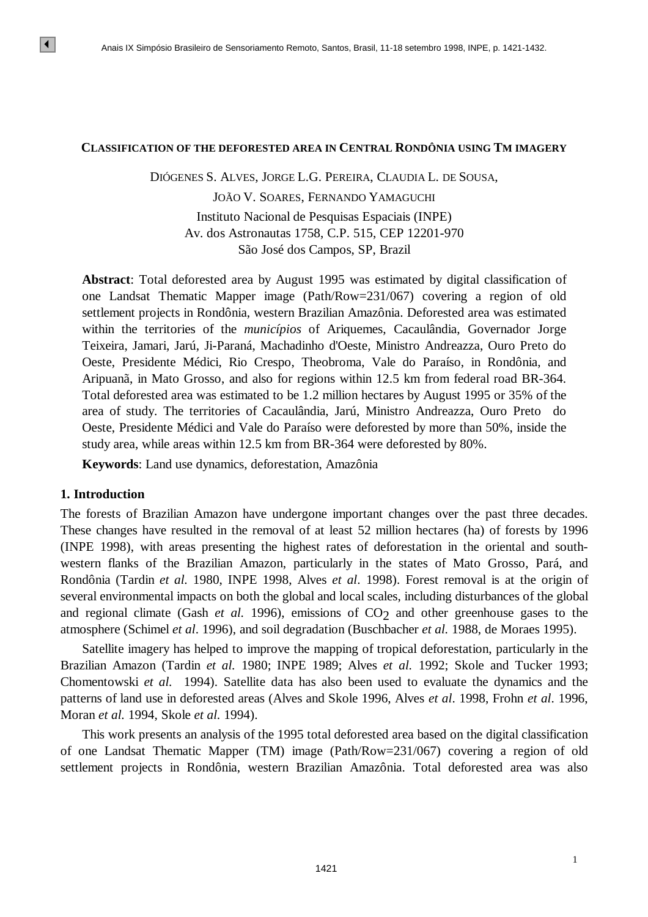# CLASSIFICATION OF THE DEFORESTED AREA IN CENTRAL RONDÔNIA USING TM IMAGERY

DIÓGENES S. ALVES, JORGE L.G. PEREIRA, CLAUDIA L. DE SOUSA,

JOÃO V. SOARES, FERNANDO YAMAGUCHI

Instituto Nacional de Pesquisas Espaciais (INPE)
Av. dos Astronautas 1758, C.P. 515, CEP 12201-970
São José dos Campos, SP, Brazil

**Abstract**: Total deforested area by August 1995 was estimated by digital classification of one Landsat Thematic Mapper image (Path/Row=231/067) covering a region of old settlement projects in Rondônia, western Brazilian Amazônia. Deforested area was estimated within the territories of the *municípios* of Ariquemes, Cacaulândia, Governador Jorge Teixeira, Jamari, Jarú, Ji-Paraná, Machadinho d'Oeste, Ministro Andreazza, Ouro Preto do Oeste, Presidente Médici, Rio Crespo, Theobroma, Vale do Paraíso, in Rondônia, and Aripuanã, in Mato Grosso, and also for regions within 12.5 km from federal road BR-364. Total deforested area was estimated to be 1.2 million hectares by August 1995 or 35% of the area of study. The territories of Cacaulândia, Jarú, Ministro Andreazza, Ouro Preto do Oeste, Presidente Médici and Vale do Paraíso were deforested by more than 50%, inside the study area, while areas within 12.5 km from BR-364 were deforested by 80%.

**Keywords**: Land use dynamics, deforestation, Amazônia

## 1. Introduction

The forests of Brazilian Amazon have undergone important changes over the past three decades. These changes have resulted in the removal of at least 52 million hectares (ha) of forests by 1996 (INPE 1998), with areas presenting the highest rates of deforestation in the oriental and south-western flanks of the Brazilian Amazon, particularly in the states of Mato Grosso, Pará, and Rondônia (Tardin *et al.* 1980, INPE 1998, Alves *et al*. 1998). Forest removal is at the origin of several environmental impacts on both the global and local scales, including disturbances of the global and regional climate (Gash *et al.* 1996), emissions of $CO_2$ and other greenhouse gases to the atmosphere (Schimel *et al*. 1996), and soil degradation (Buschbacher *et al.* 1988, de Moraes 1995).

Satellite imagery has helped to improve the mapping of tropical deforestation, particularly in the Brazilian Amazon (Tardin *et al.* 1980; INPE 1989; Alves *et al.* 1992; Skole and Tucker 1993; Chomentowski *et al.* 1994). Satellite data has also been used to evaluate the dynamics and the patterns of land use in deforested areas (Alves and Skole 1996, Alves *et al*. 1998, Frohn *et al*. 1996, Moran *et al.* 1994, Skole *et al.* 1994).

This work presents an analysis of the 1995 total deforested area based on the digital classification of one Landsat Thematic Mapper (TM) image (Path/Row=231/067) covering a region of old settlement projects in Rondônia, western Brazilian Amazônia. Total deforested area was also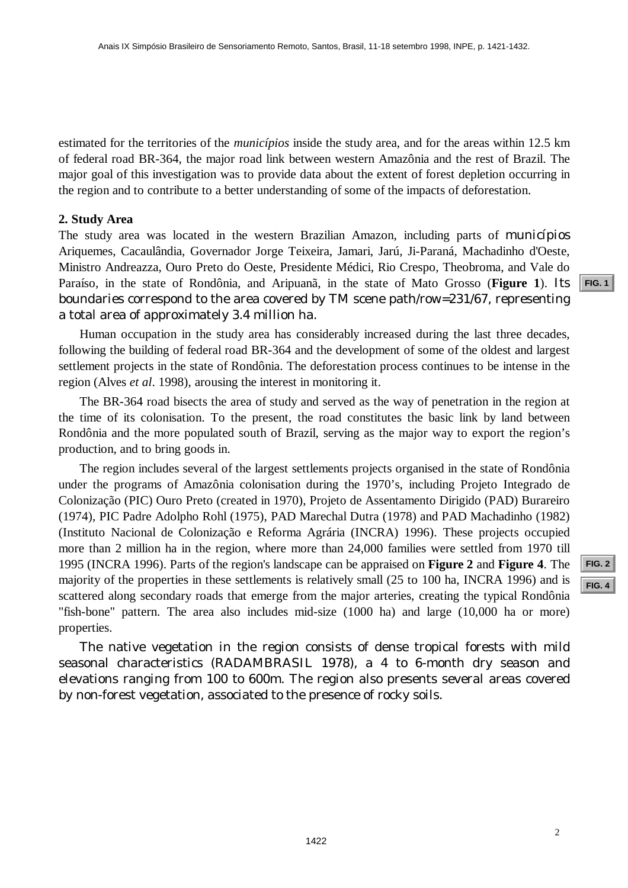estimated for the territories of the *municípios* inside the study area, and for the areas within 12.5 km of federal road BR-364, the major road link between western Amazônia and the rest of Brazil. The major goal of this investigation was to provide data about the extent of forest depletion occurring in the region and to contribute to a better understanding of some of the impacts of deforestation.

## 2. Study Area

The study area was located in the western Brazilian Amazon, including parts of *municípios* Ariquemes, Cacaulândia, Governador Jorge Teixeira, Jamari, Jarú, Ji-Paraná, Machadinho d'Oeste, Ministro Andreazza, Ouro Preto do Oeste, Presidente Médici, Rio Crespo, Theobroma, and Vale do Paraíso, in the state of Rondônia, and Aripuanã, in the state of Mato Grosso (**Figure 1**). Its boundaries correspond to the area covered by TM scene path/row=231/67, representing a total area of approximately 3.4 million ha.

FIG. 1

Human occupation in the study area has considerably increased during the last three decades, following the building of federal road BR-364 and the development of some of the oldest and largest settlement projects in the state of Rondônia. The deforestation process continues to be intense in the region (Alves *et al*. 1998), arousing the interest in monitoring it.

The BR-364 road bisects the area of study and served as the way of penetration in the region at the time of its colonisation. To the present, the road constitutes the basic link by land between Rondônia and the more populated south of Brazil, serving as the major way to export the region's production, and to bring goods in.

The region includes several of the largest settlements projects organised in the state of Rondônia under the programs of Amazônia colonisation during the 1970's, including Projeto Integrado de Colonização (PIC) Ouro Preto (created in 1970), Projeto de Assentamento Dirigido (PAD) Burareiro (1974), PIC Padre Adolpho Rohl (1975), PAD Marechal Dutra (1978) and PAD Machadinho (1982) (Instituto Nacional de Colonização e Reforma Agrária (INCRA) 1996). These projects occupied more than 2 million ha in the region, where more than 24,000 families were settled from 1970 till 1995 (INCRA 1996). Parts of the region's landscape can be appraised on **Figure 2** and **Figure 4**. The majority of the properties in these settlements is relatively small (25 to 100 ha, INCRA 1996) and is scattered along secondary roads that emerge from the major arteries, creating the typical Rondônia "fish-bone" pattern. The area also includes mid-size (1000 ha) and large (10,000 ha or more) properties.

FIG. 2

FIG. 4

The native vegetation in the region consists of dense tropical forests with mild seasonal characteristics (RADAMBRASIL 1978), a 4 to 6-month dry season and elevations ranging from 100 to 600m. The region also presents several areas covered by non-forest vegetation, associated to the presence of rocky soils.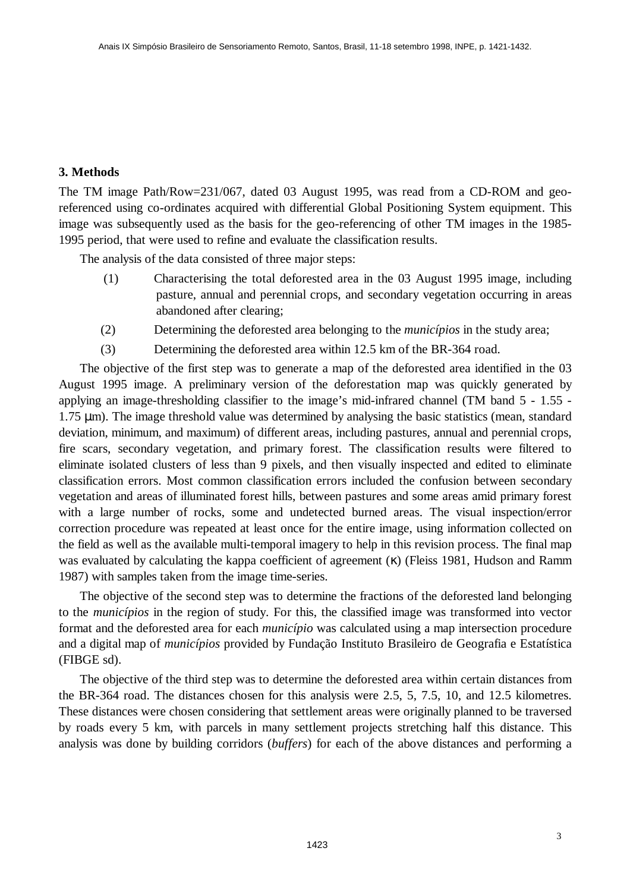## 3. Methods

The TM image Path/Row=231/067, dated 03 August 1995, was read from a CD-ROM and geo-referenced using co-ordinates acquired with differential Global Positioning System equipment. This image was subsequently used as the basis for the geo-referencing of other TM images in the 1985-1995 period, that were used to refine and evaluate the classification results.

The analysis of the data consisted of three major steps:

(1) Characterising the total deforested area in the 03 August 1995 image, including pasture, annual and perennial crops, and secondary vegetation occurring in areas abandoned after clearing;

(2) Determining the deforested area belonging to the *municípios* in the study area;

(3) Determining the deforested area within 12.5 km of the BR-364 road.

The objective of the first step was to generate a map of the deforested area identified in the 03 August 1995 image. A preliminary version of the deforestation map was quickly generated by applying an image-thresholding classifier to the image's mid-infrared channel (TM band 5 - 1.55 - 1.75 μm). The image threshold value was determined by analysing the basic statistics (mean, standard deviation, minimum, and maximum) of different areas, including pastures, annual and perennial crops, fire scars, secondary vegetation, and primary forest. The classification results were filtered to eliminate isolated clusters of less than 9 pixels, and then visually inspected and edited to eliminate classification errors. Most common classification errors included the confusion between secondary vegetation and areas of illuminated forest hills, between pastures and some areas amid primary forest with a large number of rocks, some and undetected burned areas. The visual inspection/error correction procedure was repeated at least once for the entire image, using information collected on the field as well as the available multi-temporal imagery to help in this revision process. The final map was evaluated by calculating the kappa coefficient of agreement ($\kappa$) (Fleiss 1981, Hudson and Ramm 1987) with samples taken from the image time-series.

The objective of the second step was to determine the fractions of the deforested land belonging to the *municípios* in the region of study. For this, the classified image was transformed into vector format and the deforested area for each *município* was calculated using a map intersection procedure and a digital map of *municípios* provided by Fundação Instituto Brasileiro de Geografia e Estatística (FIBGE sd).

The objective of the third step was to determine the deforested area within certain distances from the BR-364 road. The distances chosen for this analysis were 2.5, 5, 7.5, 10, and 12.5 kilometres. These distances were chosen considering that settlement areas were originally planned to be traversed by roads every 5 km, with parcels in many settlement projects stretching half this distance. This analysis was done by building corridors (*buffers*) for each of the above distances and performing a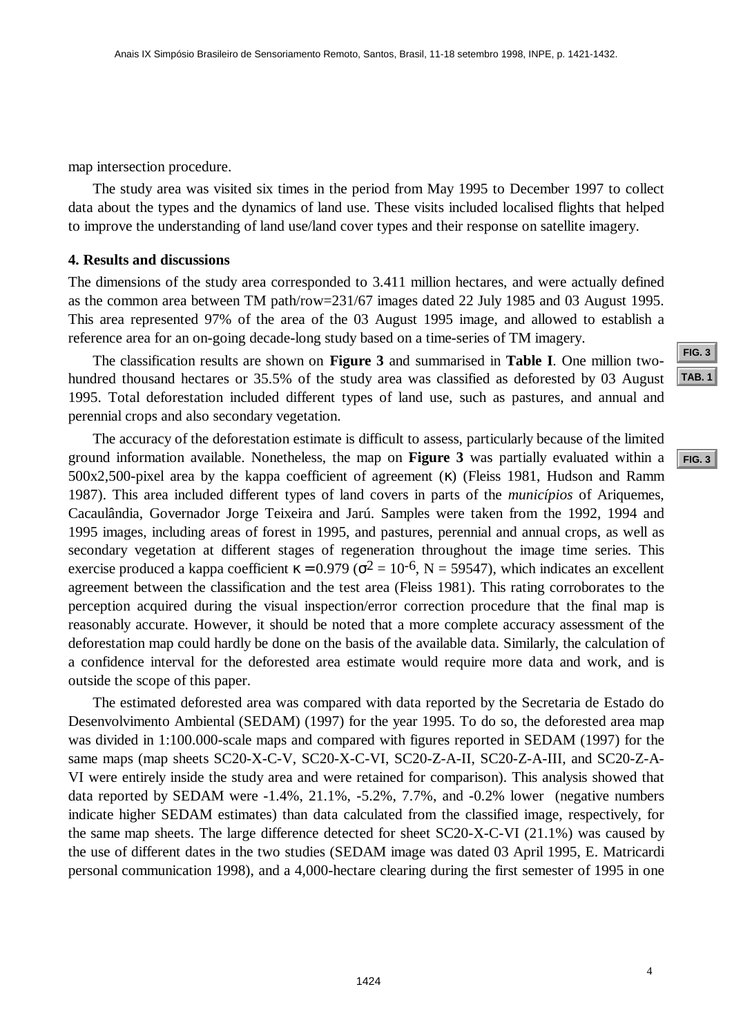map intersection procedure.

The study area was visited six times in the period from May 1995 to December 1997 to collect data about the types and the dynamics of land use. These visits included localised flights that helped to improve the understanding of land use/land cover types and their response on satellite imagery.

**4. Results and discussions**

The dimensions of the study area corresponded to 3.411 million hectares, and were actually defined as the common area between TM path/row=231/67 images dated 22 July 1985 and 03 August 1995. This area represented 97% of the area of the 03 August 1995 image, and allowed to establish a reference area for an on-going decade-long study based on a time-series of TM imagery.

The classification results are shown on **Figure 3** and summarised in **Table I**. One million two-hundred thousand hectares or 35.5% of the study area was classified as deforested by 03 August 1995. Total deforestation included different types of land use, such as pastures, and annual and perennial crops and also secondary vegetation.

The accuracy of the deforestation estimate is difficult to assess, particularly because of the limited ground information available. Nonetheless, the map on **Figure 3** was partially evaluated within a 500x2,500-pixel area by the kappa coefficient of agreement ($\kappa$) (Fleiss 1981, Hudson and Ramm 1987). This area included different types of land covers in parts of the *municípios* of Ariquemes, Cacaulândia, Governador Jorge Teixeira and Jarú. Samples were taken from the 1992, 1994 and 1995 images, including areas of forest in 1995, and pastures, perennial and annual crops, as well as secondary vegetation at different stages of regeneration throughout the image time series. This exercise produced a kappa coefficient $\kappa = 0.979$ ($\sigma^2 = 10^{-6}$, N = 59547), which indicates an excellent agreement between the classification and the test area (Fleiss 1981). This rating corroborates to the perception acquired during the visual inspection/error correction procedure that the final map is reasonably accurate. However, it should be noted that a more complete accuracy assessment of the deforestation map could hardly be done on the basis of the available data. Similarly, the calculation of a confidence interval for the deforested area estimate would require more data and work, and is outside the scope of this paper.

The estimated deforested area was compared with data reported by the Secretaria de Estado do Desenvolvimento Ambiental (SEDAM) (1997) for the year 1995. To do so, the deforested area map was divided in 1:100.000-scale maps and compared with figures reported in SEDAM (1997) for the same maps (map sheets SC20-X-C-V, SC20-X-C-VI, SC20-Z-A-II, SC20-Z-A-III, and SC20-Z-A-VI were entirely inside the study area and were retained for comparison). This analysis showed that data reported by SEDAM were -1.4%, 21.1%, -5.2%, 7.7%, and -0.2% lower (negative numbers indicate higher SEDAM estimates) than data calculated from the classified image, respectively, for the same map sheets. The large difference detected for sheet SC20-X-C-VI (21.1%) was caused by the use of different dates in the two studies (SEDAM image was dated 03 April 1995, E. Matricardi personal communication 1998), and a 4,000-hectare clearing during the first semester of 1995 in one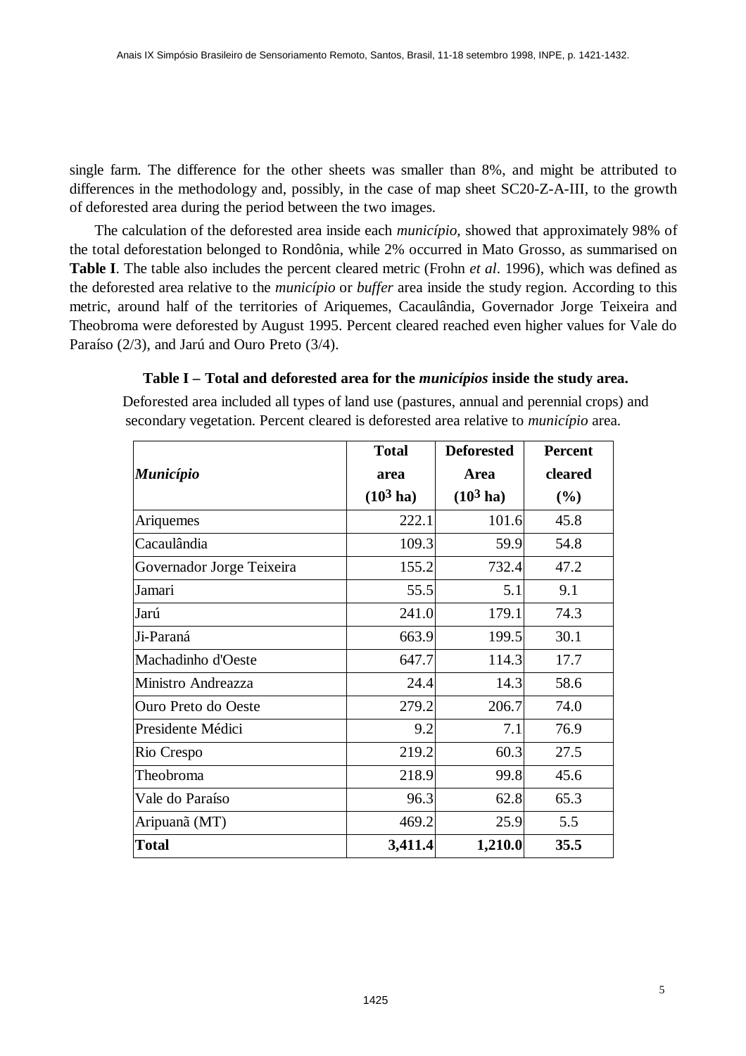single farm. The difference for the other sheets was smaller than 8%, and might be attributed to differences in the methodology and, possibly, in the case of map sheet SC20-Z-A-III, to the growth of deforested area during the period between the two images.

The calculation of the deforested area inside each *município*, showed that approximately 98% of the total deforestation belonged to Rondônia, while 2% occurred in Mato Grosso, as summarised on **Table I**. The table also includes the percent cleared metric (Frohn *et al*. 1996), which was defined as the deforested area relative to the *município* or *buffer* area inside the study region. According to this metric, around half of the territories of Ariquemes, Cacaulândia, Governador Jorge Teixeira and Theobroma were deforested by August 1995. Percent cleared reached even higher values for Vale do Paraíso (2/3), and Jarú and Ouro Preto (3/4).

**Table I – Total and deforested area for the *municípios* inside the study area.**

Deforested area included all types of land use (pastures, annual and perennial crops) and secondary vegetation. Percent cleared is deforested area relative to *município* area.

| *Município* | **Total area ($10^3$ ha)** | **Deforested Area ($10^3$ ha)** | **Percent cleared (%)** |
|---|---|---|---|
| Ariquemes | 222.1 | 101.6 | 45.8 |
| Cacaulândia | 109.3 | 59.9 | 54.8 |
| Governador Jorge Teixeira | 155.2 | 732.4 | 47.2 |
| Jamari | 55.5 | 5.1 | 9.1 |
| Jarú | 241.0 | 179.1 | 74.3 |
| Ji-Paraná | 663.9 | 199.5 | 30.1 |
| Machadinho d'Oeste | 647.7 | 114.3 | 17.7 |
| Ministro Andreazza | 24.4 | 14.3 | 58.6 |
| Ouro Preto do Oeste | 279.2 | 206.7 | 74.0 |
| Presidente Médici | 9.2 | 7.1 | 76.9 |
| Rio Crespo | 219.2 | 60.3 | 27.5 |
| Theobroma | 218.9 | 99.8 | 45.6 |
| Vale do Paraíso | 96.3 | 62.8 | 65.3 |
| Aripuanã (MT) | 469.2 | 25.9 | 5.5 |
| **Total** | **3,411.4** | **1,210.0** | **35.5** |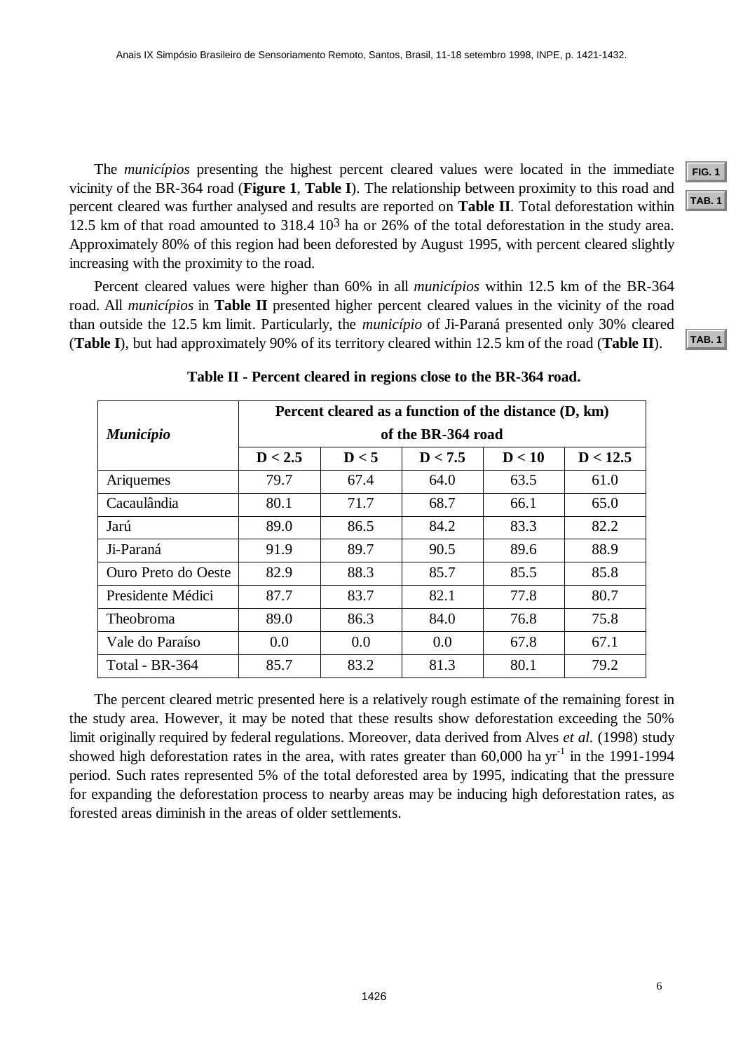The *municípios* presenting the highest percent cleared values were located in the immediate vicinity of the BR-364 road (**Figure 1**, **Table I**). The relationship between proximity to this road and percent cleared was further analysed and results are reported on **Table II**. Total deforestation within 12.5 km of that road amounted to 318.4 $10^3$ ha or 26% of the total deforestation in the study area. Approximately 80% of this region had been deforested by August 1995, with percent cleared slightly increasing with the proximity to the road.

Percent cleared values were higher than 60% in all *municípios* within 12.5 km of the BR-364 road. All *municípios* in **Table II** presented higher percent cleared values in the vicinity of the road than outside the 12.5 km limit. Particularly, the *município* of Ji-Paraná presented only 30% cleared (**Table I**), but had approximately 90% of its territory cleared within 12.5 km of the road (**Table II**).

**Table II - Percent cleared in regions close to the BR-364 road.**

| *Município* | **Percent cleared as a function of the distance (D, km) of the BR-364 road** | | | | |
|---|---|---|---|---|---|
| | **D < 2.5** | **D < 5** | **D < 7.5** | **D < 10** | **D < 12.5** |
| Ariquemes | 79.7 | 67.4 | 64.0 | 63.5 | 61.0 |
| Cacaulândia | 80.1 | 71.7 | 68.7 | 66.1 | 65.0 |
| Jarú | 89.0 | 86.5 | 84.2 | 83.3 | 82.2 |
| Ji-Paraná | 91.9 | 89.7 | 90.5 | 89.6 | 88.9 |
| Ouro Preto do Oeste | 82.9 | 88.3 | 85.7 | 85.5 | 85.8 |
| Presidente Médici | 87.7 | 83.7 | 82.1 | 77.8 | 80.7 |
| Theobroma | 89.0 | 86.3 | 84.0 | 76.8 | 75.8 |
| Vale do Paraíso | 0.0 | 0.0 | 0.0 | 67.8 | 67.1 |
| Total - BR-364 | 85.7 | 83.2 | 81.3 | 80.1 | 79.2 |

The percent cleared metric presented here is a relatively rough estimate of the remaining forest in the study area. However, it may be noted that these results show deforestation exceeding the 50% limit originally required by federal regulations. Moreover, data derived from Alves *et al.* (1998) study showed high deforestation rates in the area, with rates greater than 60,000 ha $yr^{-1}$ in the 1991-1994 period. Such rates represented 5% of the total deforested area by 1995, indicating that the pressure for expanding the deforestation process to nearby areas may be inducing high deforestation rates, as forested areas diminish in the areas of older settlements.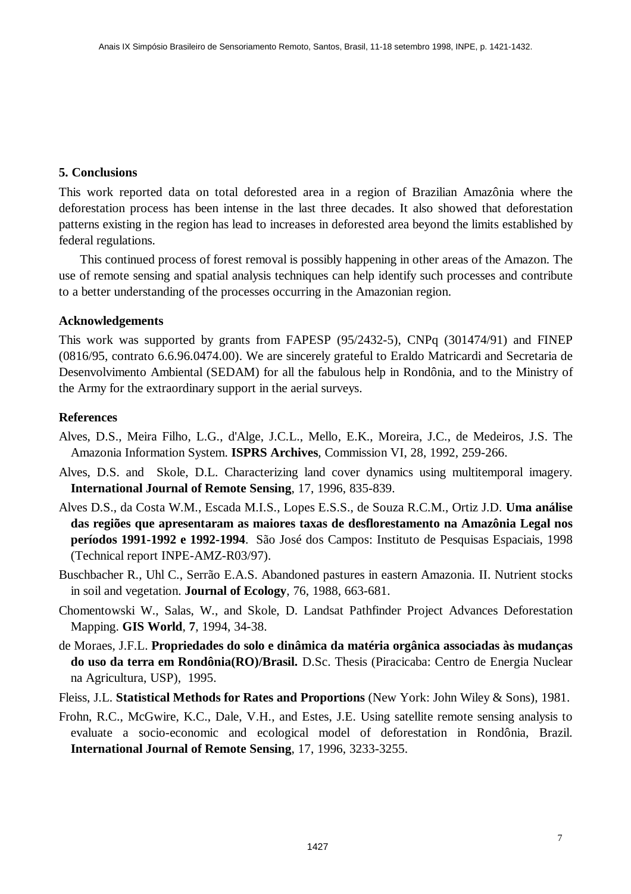## 5. Conclusions

This work reported data on total deforested area in a region of Brazilian Amazônia where the deforestation process has been intense in the last three decades. It also showed that deforestation patterns existing in the region has lead to increases in deforested area beyond the limits established by federal regulations.

This continued process of forest removal is possibly happening in other areas of the Amazon. The use of remote sensing and spatial analysis techniques can help identify such processes and contribute to a better understanding of the processes occurring in the Amazonian region.

### Acknowledgements

This work was supported by grants from FAPESP (95/2432-5), CNPq (301474/91) and FINEP (0816/95, contrato 6.6.96.0474.00). We are sincerely grateful to Eraldo Matricardi and Secretaria de Desenvolvimento Ambiental (SEDAM) for all the fabulous help in Rondônia, and to the Ministry of the Army for the extraordinary support in the aerial surveys.

### References

Alves, D.S., Meira Filho, L.G., d'Alge, J.C.L., Mello, E.K., Moreira, J.C., de Medeiros, J.S. The Amazonia Information System. **ISPRS Archives**, Commission VI, 28, 1992, 259-266.

Alves, D.S. and Skole, D.L. Characterizing land cover dynamics using multitemporal imagery. **International Journal of Remote Sensing**, 17, 1996, 835-839.

Alves D.S., da Costa W.M., Escada M.I.S., Lopes E.S.S., de Souza R.C.M., Ortiz J.D. **Uma análise das regiões que apresentaram as maiores taxas de desflorestamento na Amazônia Legal nos períodos 1991-1992 e 1992-1994**. São José dos Campos: Instituto de Pesquisas Espaciais, 1998 (Technical report INPE-AMZ-R03/97).

Buschbacher R., Uhl C., Serrão E.A.S. Abandoned pastures in eastern Amazonia. II. Nutrient stocks in soil and vegetation. **Journal of Ecology**, 76, 1988, 663-681.

Chomentowski W., Salas, W., and Skole, D. Landsat Pathfinder Project Advances Deforestation Mapping. **GIS World**, **7**, 1994, 34-38.

de Moraes, J.F.L. **Propriedades do solo e dinâmica da matéria orgânica associadas às mudanças do uso da terra em Rondônia(RO)/Brasil.** D.Sc. Thesis (Piracicaba: Centro de Energia Nuclear na Agricultura, USP), 1995.

Fleiss, J.L. **Statistical Methods for Rates and Proportions** (New York: John Wiley & Sons), 1981.

Frohn, R.C., McGwire, K.C., Dale, V.H., and Estes, J.E. Using satellite remote sensing analysis to evaluate a socio-economic and ecological model of deforestation in Rondônia, Brazil. **International Journal of Remote Sensing**, 17, 1996, 3233-3255.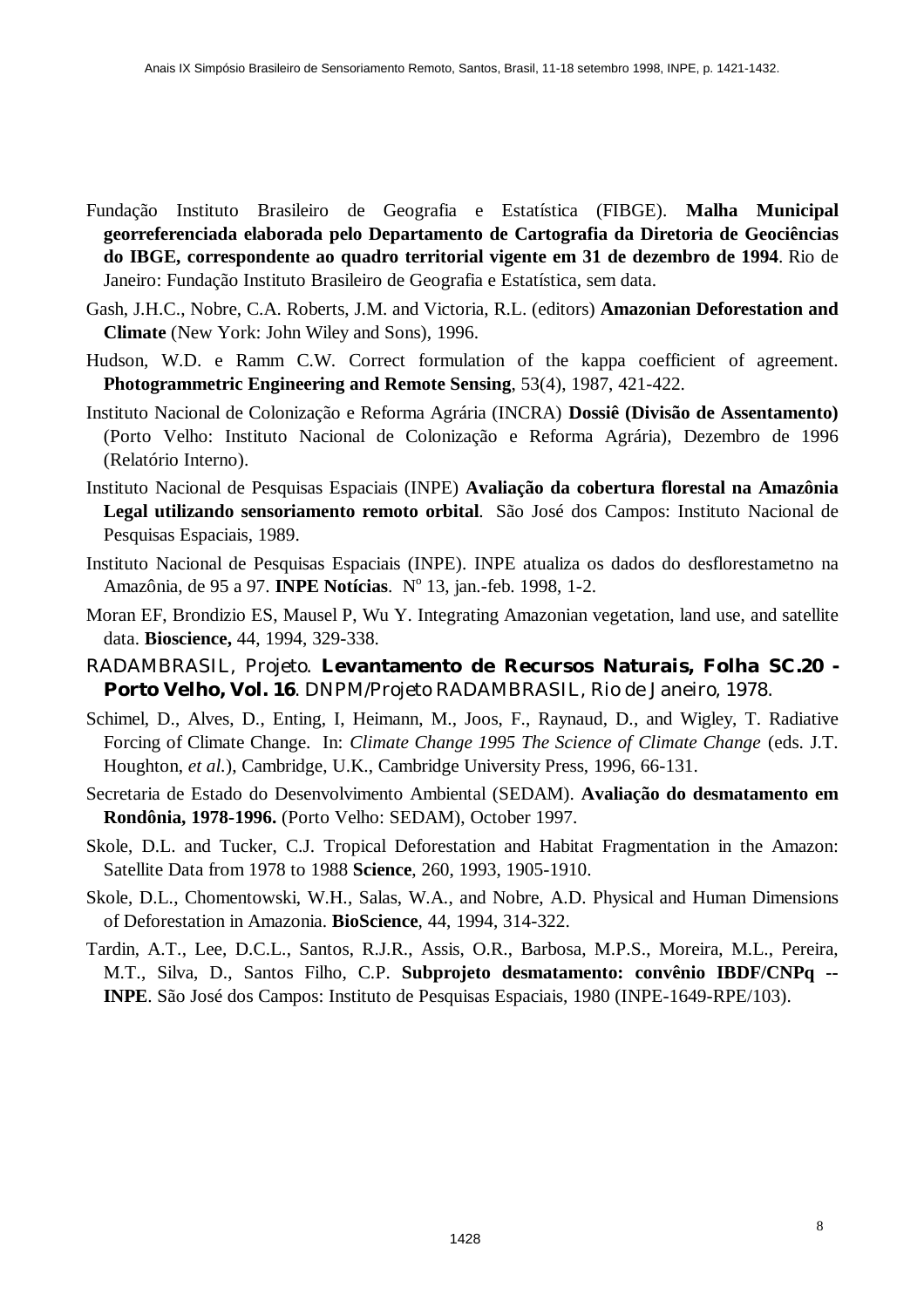Fundação Instituto Brasileiro de Geografia e Estatística (FIBGE). **Malha Municipal georreferenciada elaborada pelo Departamento de Cartografia da Diretoria de Geociências do IBGE, correspondente ao quadro territorial vigente em 31 de dezembro de 1994**. Rio de Janeiro: Fundação Instituto Brasileiro de Geografia e Estatística, sem data.

Gash, J.H.C., Nobre, C.A. Roberts, J.M. and Victoria, R.L. (editors) **Amazonian Deforestation and Climate** (New York: John Wiley and Sons), 1996.

Hudson, W.D. e Ramm C.W. Correct formulation of the kappa coefficient of agreement. **Photogrammetric Engineering and Remote Sensing**, 53(4), 1987, 421-422.

Instituto Nacional de Colonização e Reforma Agrária (INCRA) **Dossiê (Divisão de Assentamento)** (Porto Velho: Instituto Nacional de Colonização e Reforma Agrária), Dezembro de 1996 (Relatório Interno).

Instituto Nacional de Pesquisas Espaciais (INPE) **Avaliação da cobertura florestal na Amazônia Legal utilizando sensoriamento remoto orbital**. São José dos Campos: Instituto Nacional de Pesquisas Espaciais, 1989.

Instituto Nacional de Pesquisas Espaciais (INPE). INPE atualiza os dados do desflorestametno na Amazônia, de 95 a 97. **INPE Notícias**. Nº 13, jan.-feb. 1998, 1-2.

Moran EF, Brondizio ES, Mausel P, Wu Y. Integrating Amazonian vegetation, land use, and satellite data. **Bioscience,** 44, 1994, 329-338.

RADAMBRASIL, Projeto. **Levantamento de Recursos Naturais, Folha SC.20 - Porto Velho, Vol. 16**. DNPM/Projeto RADAMBRASIL, Rio de Janeiro, 1978.

Schimel, D., Alves, D., Enting, I, Heimann, M., Joos, F., Raynaud, D., and Wigley, T. Radiative Forcing of Climate Change. In: *Climate Change 1995 The Science of Climate Change* (eds. J.T. Houghton, *et al.*), Cambridge, U.K., Cambridge University Press, 1996, 66-131.

Secretaria de Estado do Desenvolvimento Ambiental (SEDAM). **Avaliação do desmatamento em Rondônia, 1978-1996.** (Porto Velho: SEDAM), October 1997.

Skole, D.L. and Tucker, C.J. Tropical Deforestation and Habitat Fragmentation in the Amazon: Satellite Data from 1978 to 1988 **Science**, 260, 1993, 1905-1910.

Skole, D.L., Chomentowski, W.H., Salas, W.A., and Nobre, A.D. Physical and Human Dimensions of Deforestation in Amazonia. **BioScience**, 44, 1994, 314-322.

Tardin, A.T., Lee, D.C.L., Santos, R.J.R., Assis, O.R., Barbosa, M.P.S., Moreira, M.L., Pereira, M.T., Silva, D., Santos Filho, C.P. **Subprojeto desmatamento: convênio IBDF/CNPq -- INPE**. São José dos Campos: Instituto de Pesquisas Espaciais, 1980 (INPE-1649-RPE/103).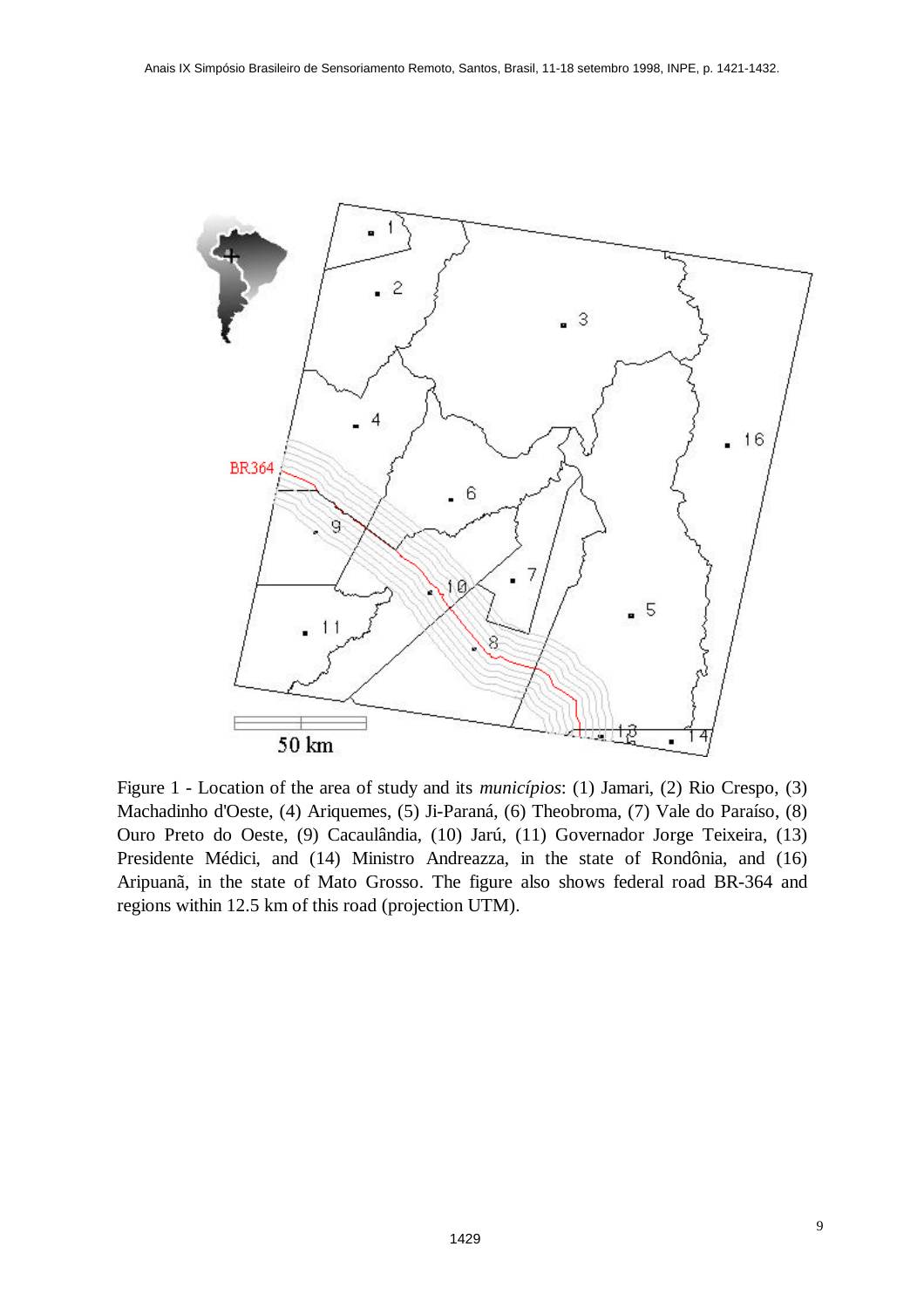Figure 1 - Location of the area of study and its *municípios*: (1) Jamari, (2) Rio Crespo, (3) Machadinho d'Oeste, (4) Ariquemes, (5) Ji-Paraná, (6) Theobroma, (7) Vale do Paraíso, (8) Ouro Preto do Oeste, (9) Cacaulândia, (10) Jarú, (11) Governador Jorge Teixeira, (13) Presidente Médici, and (14) Ministro Andreazza, in the state of Rondônia, and (16) Aripuanã, in the state of Mato Grosso. The figure also shows federal road BR-364 and regions within 12.5 km of this road (projection UTM).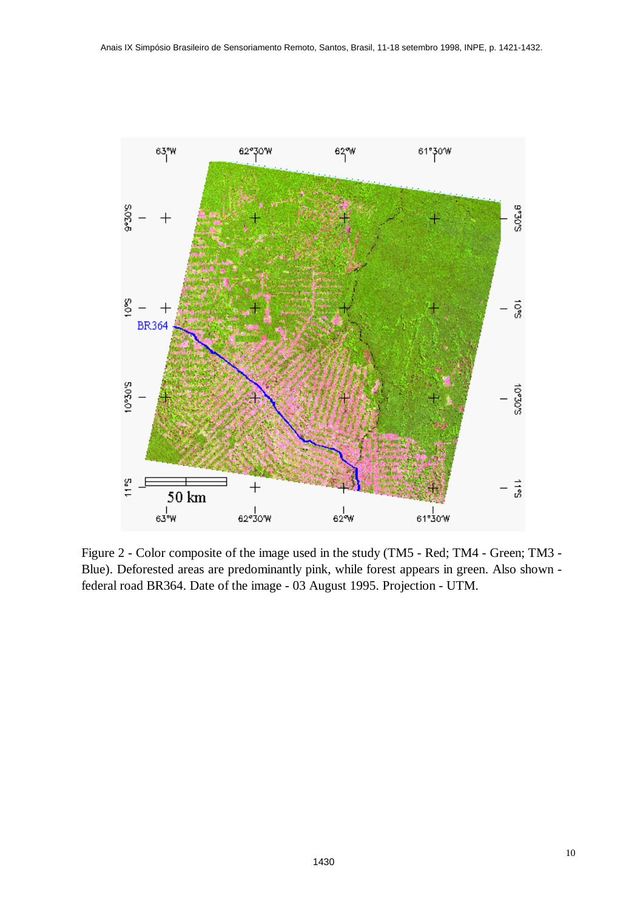Figure 2 - Color composite of the image used in the study (TM5 - Red; TM4 - Green; TM3 - Blue). Deforested areas are predominantly pink, while forest appears in green. Also shown - federal road BR364. Date of the image - 03 August 1995. Projection - UTM.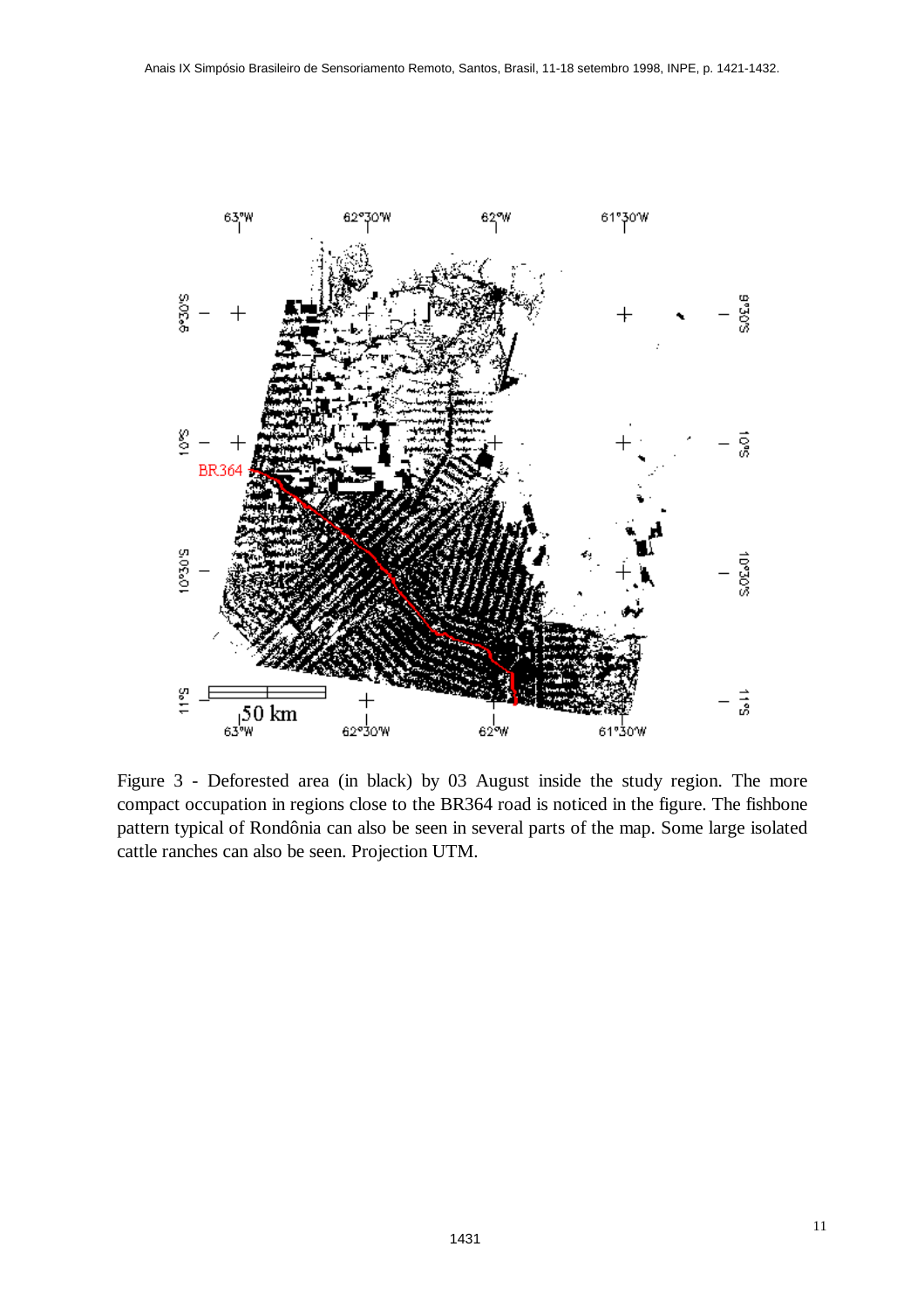Figure 3 - Deforested area (in black) by 03 August inside the study region. The more compact occupation in regions close to the BR364 road is noticed in the figure. The fishbone pattern typical of Rondônia can also be seen in several parts of the map. Some large isolated cattle ranches can also be seen. Projection UTM.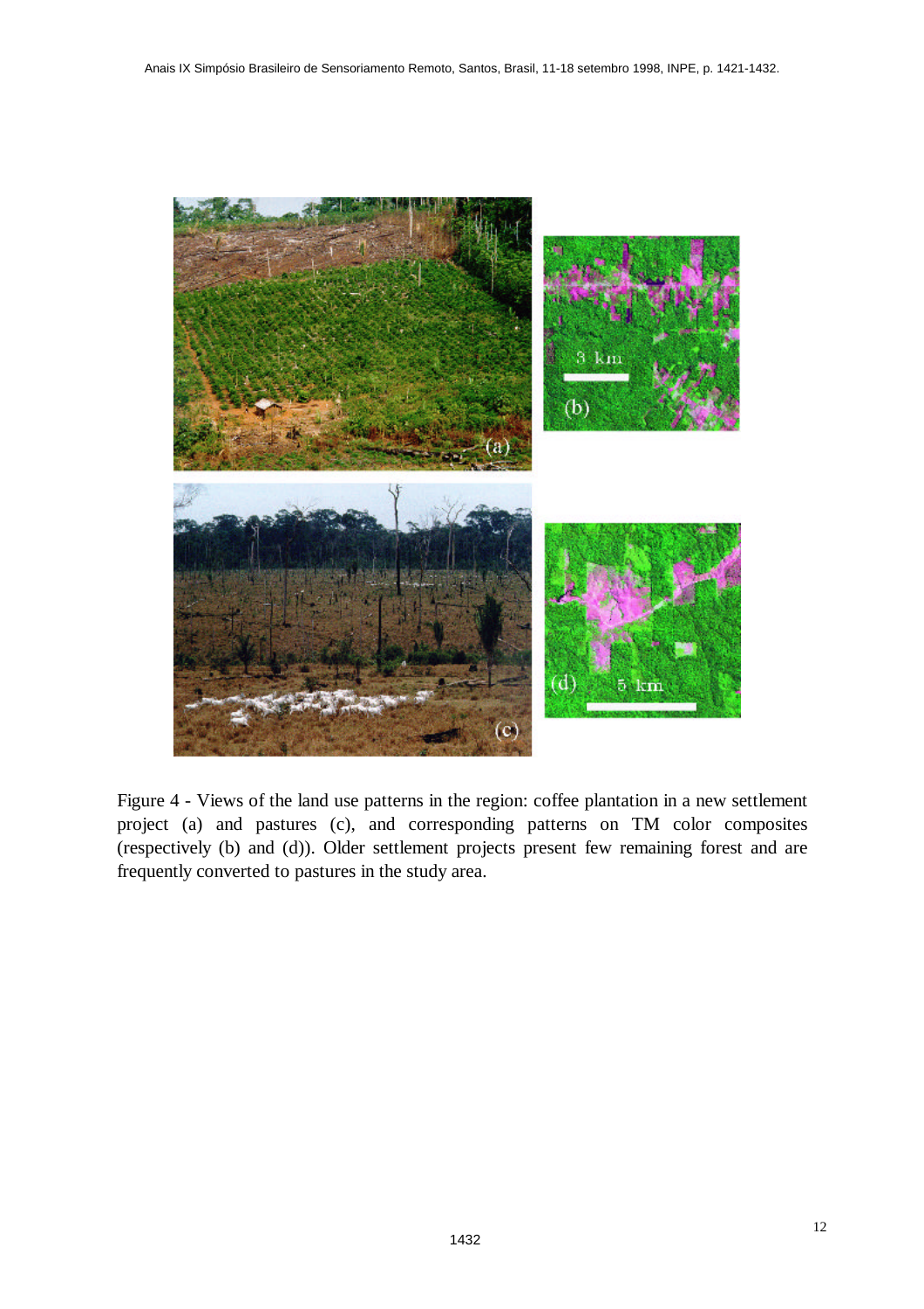Figure 4 - Views of the land use patterns in the region: coffee plantation in a new settlement project (a) and pastures (c), and corresponding patterns on TM color composites (respectively (b) and (d)). Older settlement projects present few remaining forest and are frequently converted to pastures in the study area.